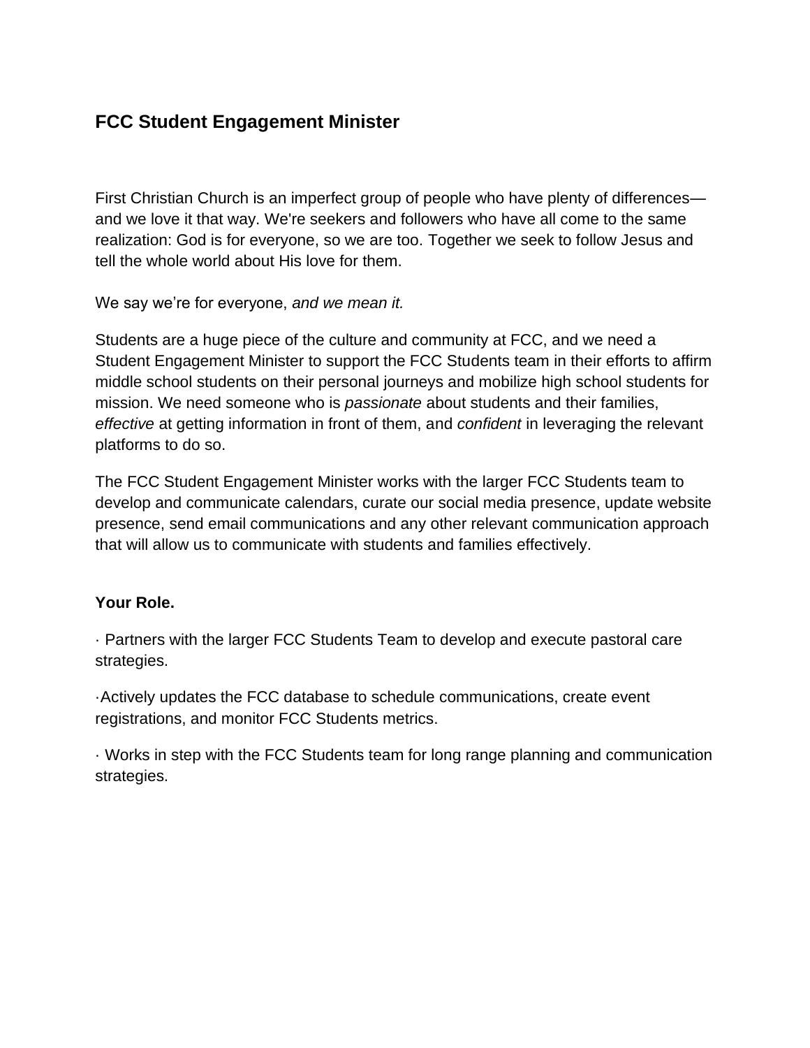## FCC Student Engagement Minister

First Christian Church is an imperfect group of people who have plenty of differences—and we love it that way. We're seekers and followers who have all come to the same realization: God is for everyone, so we are too. Together we seek to follow Jesus and tell the whole world about His love for them.

We say we're for everyone, *and we mean it.*

Students are a huge piece of the culture and community at FCC, and we need a Student Engagement Minister to support the FCC Students team in their efforts to affirm middle school students on their personal journeys and mobilize high school students for mission. We need someone who is *passionate* about students and their families, *effective* at getting information in front of them, and *confident* in leveraging the relevant platforms to do so.

The FCC Student Engagement Minister works with the larger FCC Students team to develop and communicate calendars, curate our social media presence, update website presence, send email communications and any other relevant communication approach that will allow us to communicate with students and families effectively.

**Your Role.**

- Partners with the larger FCC Students Team to develop and execute pastoral care strategies.
- Actively updates the FCC database to schedule communications, create event registrations, and monitor FCC Students metrics.
- Works in step with the FCC Students team for long range planning and communication strategies.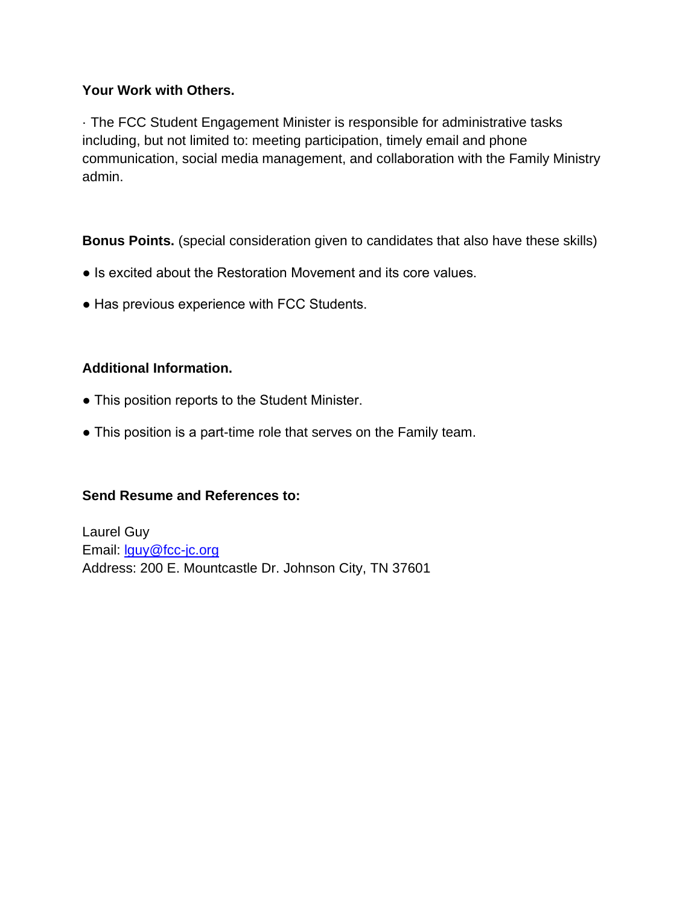**Your Work with Others.**

· The FCC Student Engagement Minister is responsible for administrative tasks including, but not limited to: meeting participation, timely email and phone communication, social media management, and collaboration with the Family Ministry admin.

**Bonus Points.** (special consideration given to candidates that also have these skills)

- Is excited about the Restoration Movement and its core values.
- Has previous experience with FCC Students.

**Additional Information.**

- This position reports to the Student Minister.
- This position is a part-time role that serves on the Family team.

**Send Resume and References to:**

Laurel Guy
Email: lguy@fcc-jc.org
Address: 200 E. Mountcastle Dr. Johnson City, TN 37601